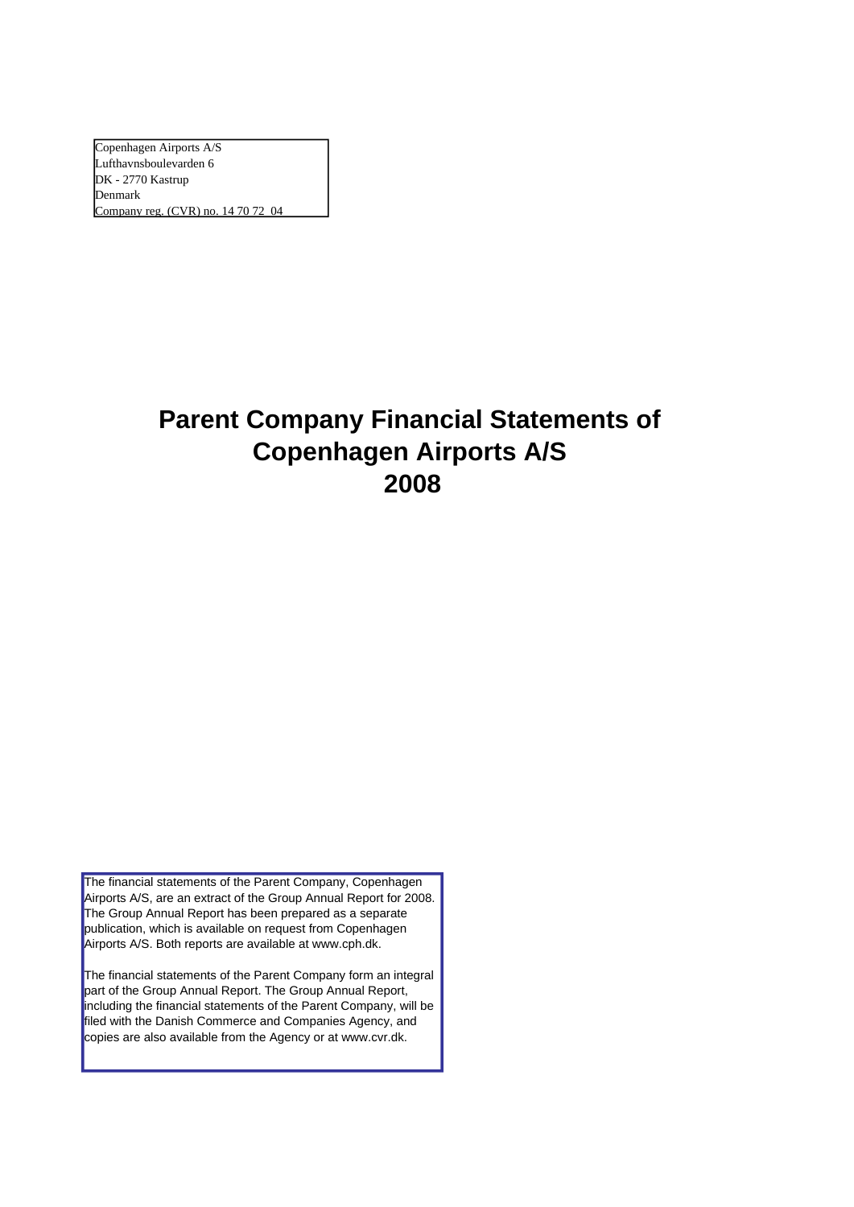Copenhagen Airports A/S
Lufthavnsboulevarden 6
DK - 2770 Kastrup
Denmark
Company reg. (CVR) no. 14 70 72 04

# Parent Company Financial Statements of Copenhagen Airports A/S 2008

The financial statements of the Parent Company, Copenhagen Airports A/S, are an extract of the Group Annual Report for 2008. The Group Annual Report has been prepared as a separate publication, which is available on request from Copenhagen Airports A/S. Both reports are available at www.cph.dk.

The financial statements of the Parent Company form an integral part of the Group Annual Report. The Group Annual Report, including the financial statements of the Parent Company, will be filed with the Danish Commerce and Companies Agency, and copies are also available from the Agency or at www.cvr.dk.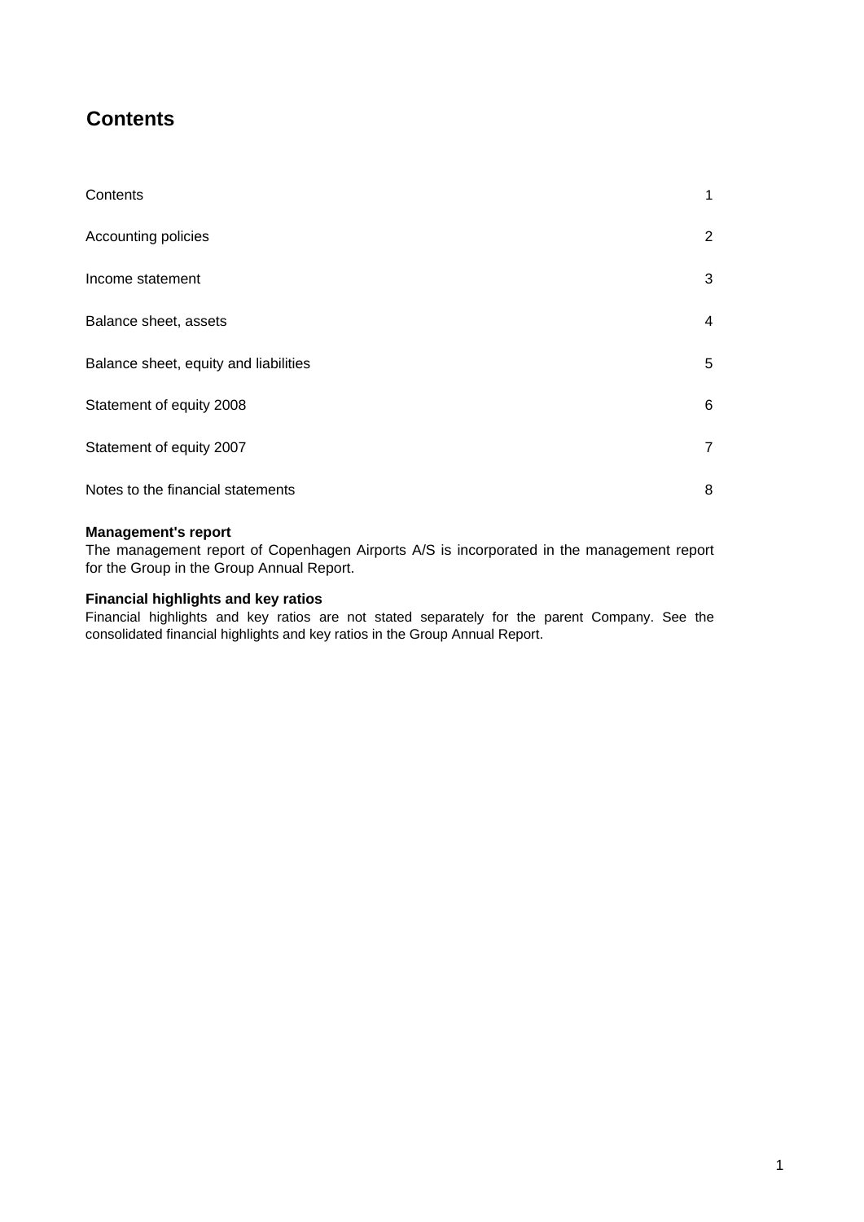# Contents

| | |
|---|---|
| Contents | 1 |
| Accounting policies | 2 |
| Income statement | 3 |
| Balance sheet, assets | 4 |
| Balance sheet, equity and liabilities | 5 |
| Statement of equity 2008 | 6 |
| Statement of equity 2007 | 7 |
| Notes to the financial statements | 8 |

**Management's report**
The management report of Copenhagen Airports A/S is incorporated in the management report for the Group in the Group Annual Report.

**Financial highlights and key ratios**
Financial highlights and key ratios are not stated separately for the parent Company. See the consolidated financial highlights and key ratios in the Group Annual Report.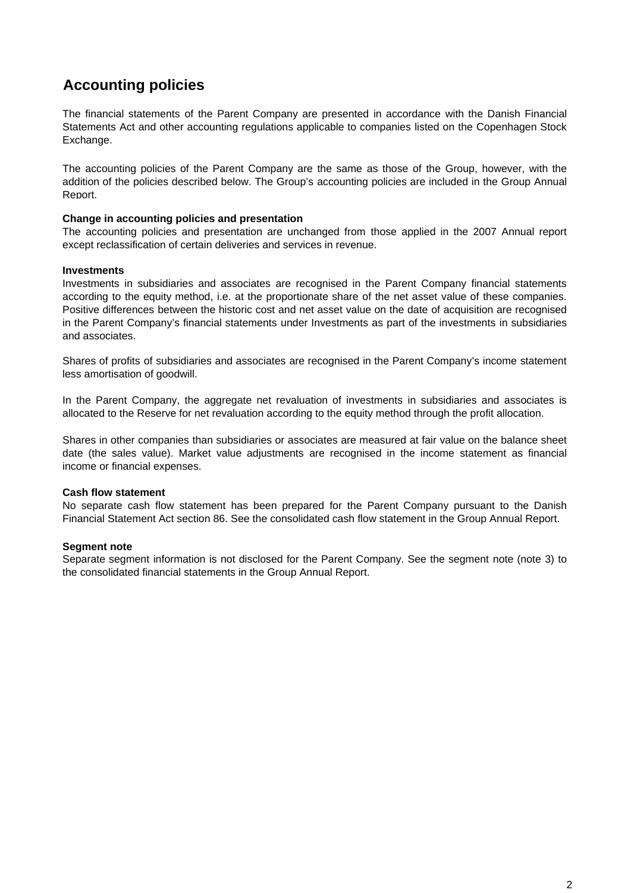# Accounting policies

The financial statements of the Parent Company are presented in accordance with the Danish Financial Statements Act and other accounting regulations applicable to companies listed on the Copenhagen Stock Exchange.

The accounting policies of the Parent Company are the same as those of the Group, however, with the addition of the policies described below. The Group's accounting policies are included in the Group Annual Report.

**Change in accounting policies and presentation**
The accounting policies and presentation are unchanged from those applied in the 2007 Annual report except reclassification of certain deliveries and services in revenue.

**Investments**
Investments in subsidiaries and associates are recognised in the Parent Company financial statements according to the equity method, i.e. at the proportionate share of the net asset value of these companies. Positive differences between the historic cost and net asset value on the date of acquisition are recognised in the Parent Company's financial statements under Investments as part of the investments in subsidiaries and associates.

Shares of profits of subsidiaries and associates are recognised in the Parent Company's income statement less amortisation of goodwill.

In the Parent Company, the aggregate net revaluation of investments in subsidiaries and associates is allocated to the Reserve for net revaluation according to the equity method through the profit allocation.

Shares in other companies than subsidiaries or associates are measured at fair value on the balance sheet date (the sales value). Market value adjustments are recognised in the income statement as financial income or financial expenses.

**Cash flow statement**
No separate cash flow statement has been prepared for the Parent Company pursuant to the Danish Financial Statement Act section 86. See the consolidated cash flow statement in the Group Annual Report.

**Segment note**
Separate segment information is not disclosed for the Parent Company. See the segment note (note 3) to the consolidated financial statements in the Group Annual Report.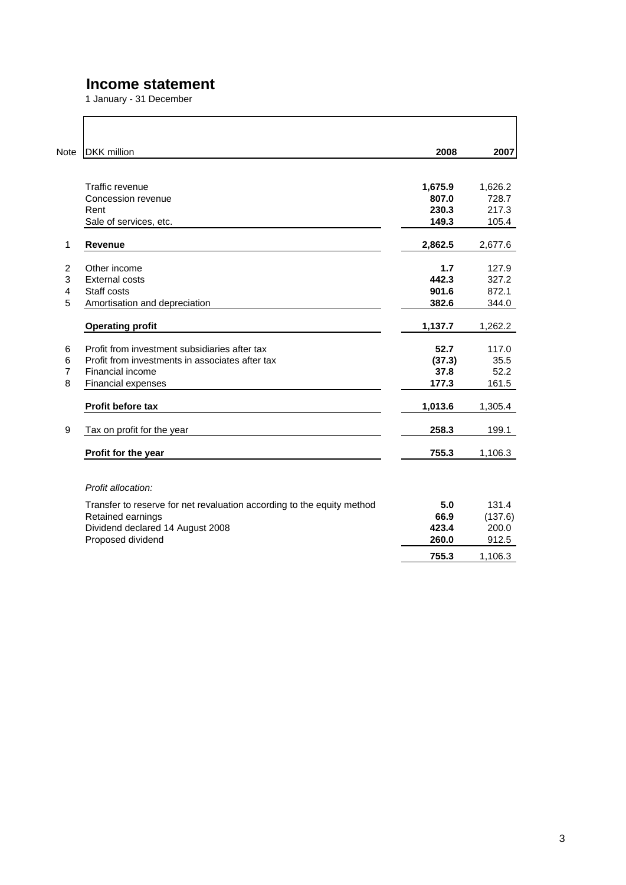# Income statement

1 January - 31 December

| Note | DKK million | 2008 | 2007 |
|---|---|---|---|
| | Traffic revenue | **1,675.9** | 1,626.2 |
| | Concession revenue | **807.0** | 728.7 |
| | Rent | **230.3** | 217.3 |
| | Sale of services, etc. | **149.3** | 105.4 |
| 1 | **Revenue** | **2,862.5** | 2,677.6 |
| 2 | Other income | **1.7** | 127.9 |
| 3 | External costs | **442.3** | 327.2 |
| 4 | Staff costs | **901.6** | 872.1 |
| 5 | Amortisation and depreciation | **382.6** | 344.0 |
| | **Operating profit** | **1,137.7** | 1,262.2 |
| 6 | Profit from investment subsidiaries after tax | **52.7** | 117.0 |
| 6 | Profit from investments in associates after tax | **(37.3)** | 35.5 |
| 7 | Financial income | **37.8** | 52.2 |
| 8 | Financial expenses | **177.3** | 161.5 |
| | **Profit before tax** | **1,013.6** | 1,305.4 |
| 9 | Tax on profit for the year | **258.3** | 199.1 |
| | **Profit for the year** | **755.3** | 1,106.3 |
| | *Profit allocation:* | | |
| | Transfer to reserve for net revaluation according to the equity method | **5.0** | 131.4 |
| | Retained earnings | **66.9** | (137.6) |
| | Dividend declared 14 August 2008 | **423.4** | 200.0 |
| | Proposed dividend | **260.0** | 912.5 |
| | | **755.3** | 1,106.3 |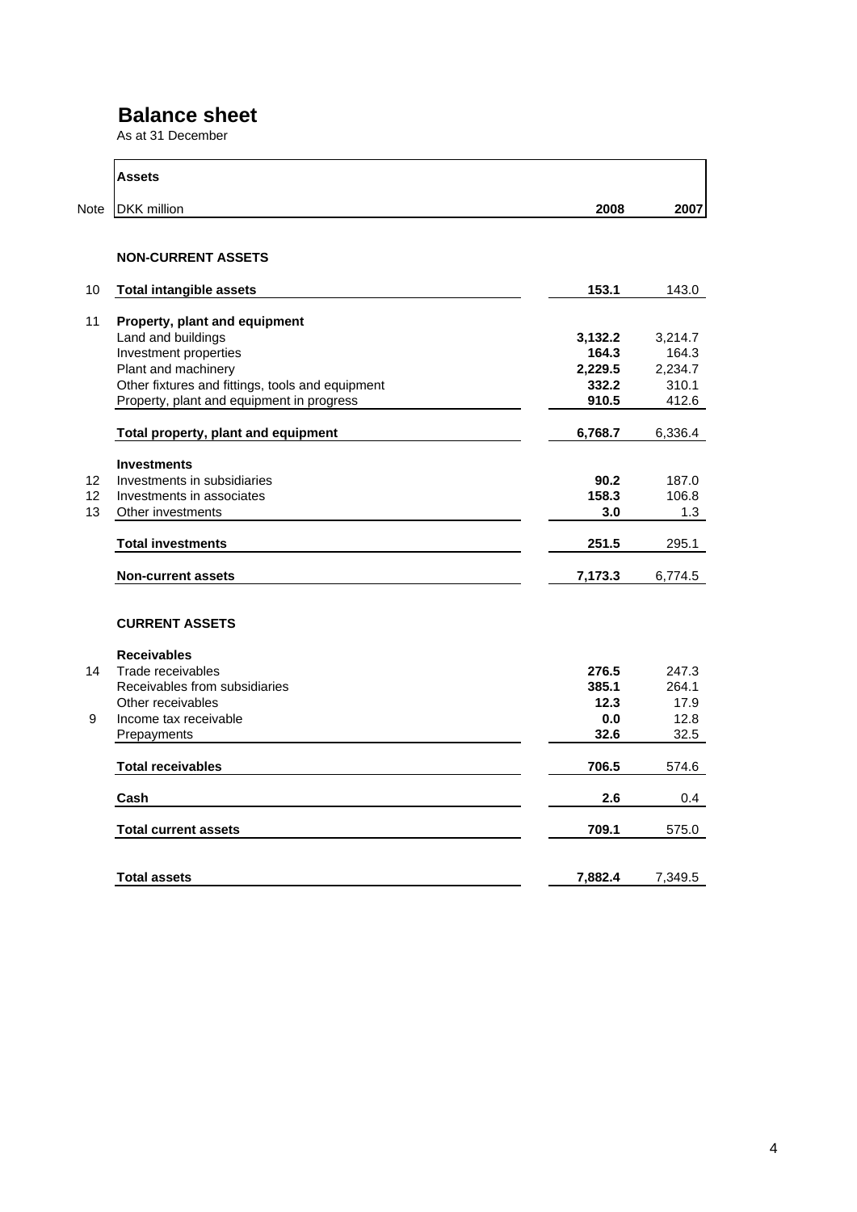# Balance sheet

As at 31 December

| Note | Assets<br>DKK million | 2008 | 2007 |
|---|---|---|---|
| | **NON-CURRENT ASSETS** | | |
| 10 | **Total intangible assets** | **153.1** | 143.0 |
| 11 | **Property, plant and equipment** | | |
| | Land and buildings | **3,132.2** | 3,214.7 |
| | Investment properties | **164.3** | 164.3 |
| | Plant and machinery | **2,229.5** | 2,234.7 |
| | Other fixtures and fittings, tools and equipment | **332.2** | 310.1 |
| | Property, plant and equipment in progress | **910.5** | 412.6 |
| | **Total property, plant and equipment** | **6,768.7** | 6,336.4 |
| | **Investments** | | |
| 12 | Investments in subsidiaries | **90.2** | 187.0 |
| 12 | Investments in associates | **158.3** | 106.8 |
| 13 | Other investments | **3.0** | 1.3 |
| | **Total investments** | **251.5** | 295.1 |
| | **Non-current assets** | **7,173.3** | 6,774.5 |
| | **CURRENT ASSETS** | | |
| | **Receivables** | | |
| 14 | Trade receivables | **276.5** | 247.3 |
| | Receivables from subsidiaries | **385.1** | 264.1 |
| | Other receivables | **12.3** | 17.9 |
| 9 | Income tax receivable | **0.0** | 12.8 |
| | Prepayments | **32.6** | 32.5 |
| | **Total receivables** | **706.5** | 574.6 |
| | **Cash** | **2.6** | 0.4 |
| | **Total current assets** | **709.1** | 575.0 |
| | **Total assets** | **7,882.4** | 7,349.5 |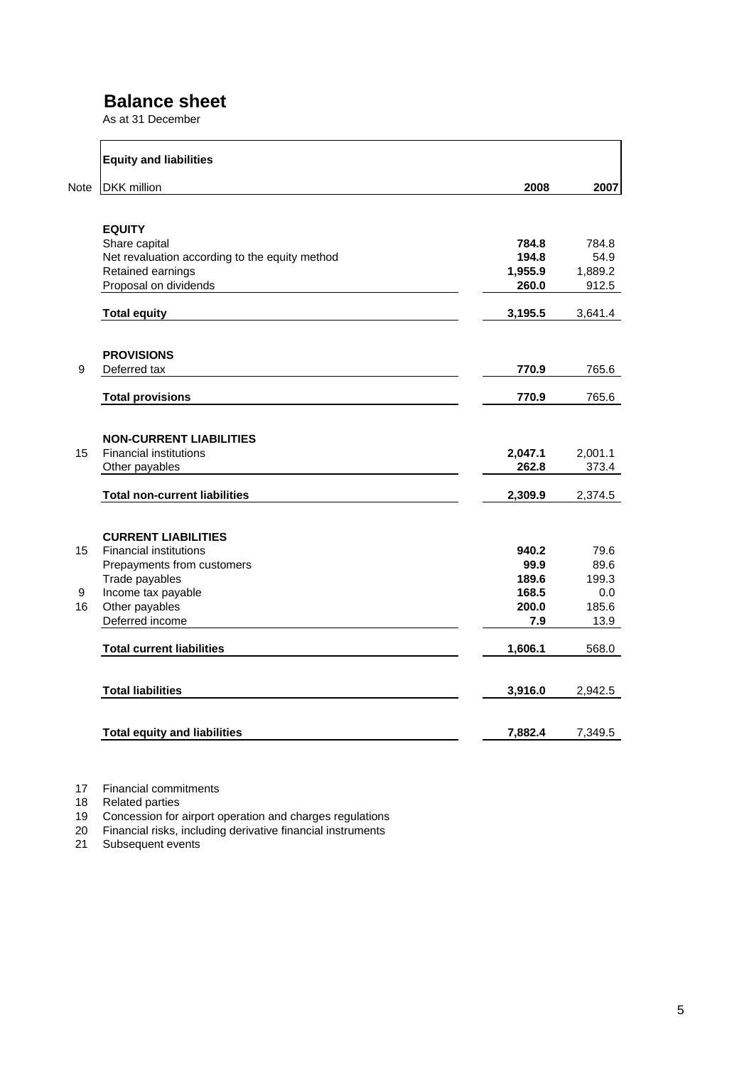# Balance sheet

As at 31 December

| Note | Equity and liabilities<br>DKK million | 2008 | 2007 |
|---|---|---|---|
| | **EQUITY** | | |
| | Share capital | **784.8** | 784.8 |
| | Net revaluation according to the equity method | **194.8** | 54.9 |
| | Retained earnings | **1,955.9** | 1,889.2 |
| | Proposal on dividends | **260.0** | 912.5 |
| | **Total equity** | **3,195.5** | 3,641.4 |
| | **PROVISIONS** | | |
| 9 | Deferred tax | **770.9** | 765.6 |
| | **Total provisions** | **770.9** | 765.6 |
| | **NON-CURRENT LIABILITIES** | | |
| 15 | Financial institutions | **2,047.1** | 2,001.1 |
| | Other payables | **262.8** | 373.4 |
| | **Total non-current liabilities** | **2,309.9** | 2,374.5 |
| | **CURRENT LIABILITIES** | | |
| 15 | Financial institutions | **940.2** | 79.6 |
| | Prepayments from customers | **99.9** | 89.6 |
| | Trade payables | **189.6** | 199.3 |
| 9 | Income tax payable | **168.5** | 0.0 |
| 16 | Other payables | **200.0** | 185.6 |
| | Deferred income | **7.9** | 13.9 |
| | **Total current liabilities** | **1,606.1** | 568.0 |
| | **Total liabilities** | **3,916.0** | 2,942.5 |
| | **Total equity and liabilities** | **7,882.4** | 7,349.5 |

17 Financial commitments
18 Related parties
19 Concession for airport operation and charges regulations
20 Financial risks, including derivative financial instruments
21 Subsequent events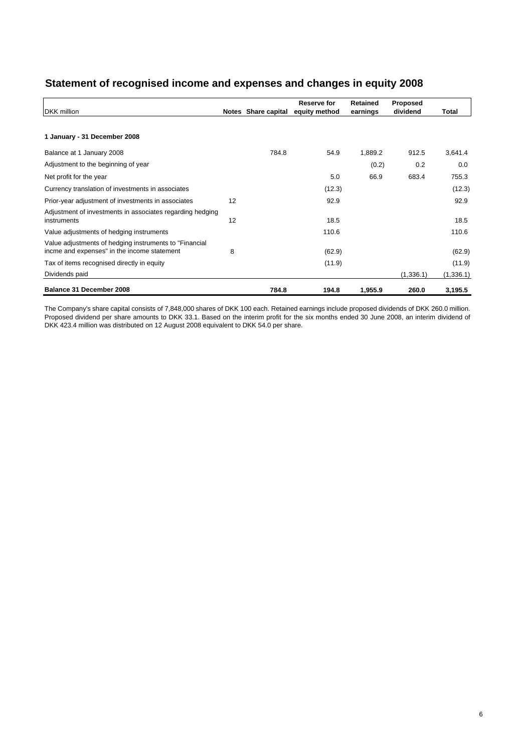# Statement of recognised income and expenses and changes in equity 2008

| DKK million | Notes | Share capital | Reserve for equity method | Retained earnings | Proposed dividend | Total |
|---|---|---|---|---|---|---|
| **1 January - 31 December 2008** | | | | | | |
| Balance at 1 January 2008 | | 784.8 | 54.9 | 1,889.2 | 912.5 | 3,641.4 |
| Adjustment to the beginning of year | | | | (0.2) | 0.2 | 0.0 |
| Net profit for the year | | | 5.0 | 66.9 | 683.4 | 755.3 |
| Currency translation of investments in associates | | | (12.3) | | | (12.3) |
| Prior-year adjustment of investments in associates | 12 | | 92.9 | | | 92.9 |
| Adjustment of investments in associates regarding hedging instruments | 12 | | 18.5 | | | 18.5 |
| Value adjustments of hedging instruments | | | 110.6 | | | 110.6 |
| Value adjustments of hedging instruments to "Financial incme and expenses" in the income statement | 8 | | (62.9) | | | (62.9) |
| Tax of items recognised directly in equity | | | (11.9) | | | (11.9) |
| Dividends paid | | | | | (1,336.1) | (1,336.1) |
| **Balance 31 December 2008** | | **784.8** | **194.8** | **1,955.9** | **260.0** | **3,195.5** |

The Company's share capital consists of 7,848,000 shares of DKK 100 each. Retained earnings include proposed dividends of DKK 260.0 million. Proposed dividend per share amounts to DKK 33.1. Based on the interim profit for the six months ended 30 June 2008, an interim dividend of DKK 423.4 million was distributed on 12 August 2008 equivalent to DKK 54.0 per share.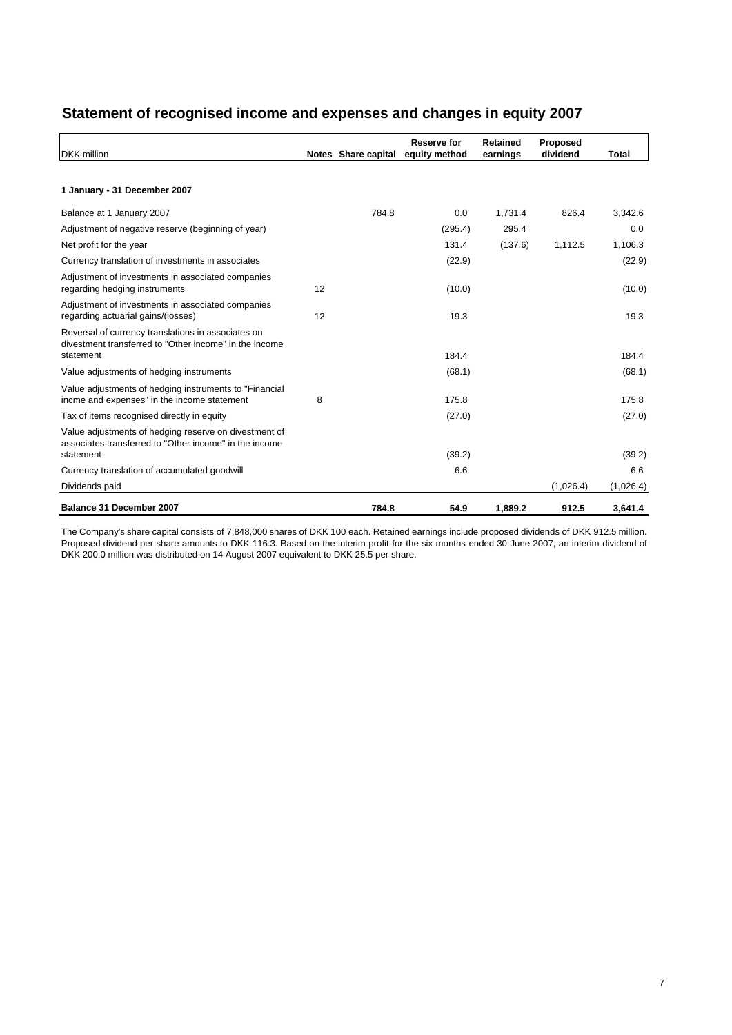## Statement of recognised income and expenses and changes in equity 2007

| DKK million | Notes | Share capital | Reserve for equity method | Retained earnings | Proposed dividend | Total |
|---|---|---|---|---|---|---|
| **1 January - 31 December 2007** | | | | | | |
| Balance at 1 January 2007 | | 784.8 | 0.0 | 1,731.4 | 826.4 | 3,342.6 |
| Adjustment of negative reserve (beginning of year) | | | (295.4) | 295.4 | | 0.0 |
| Net profit for the year | | | 131.4 | (137.6) | 1,112.5 | 1,106.3 |
| Currency translation of investments in associates | | | (22.9) | | | (22.9) |
| Adjustment of investments in associated companies regarding hedging instruments | 12 | | (10.0) | | | (10.0) |
| Adjustment of investments in associated companies regarding actuarial gains/(losses) | 12 | | 19.3 | | | 19.3 |
| Reversal of currency translations in associates on divestment transferred to "Other income" in the income statement | | | 184.4 | | | 184.4 |
| Value adjustments of hedging instruments | | | (68.1) | | | (68.1) |
| Value adjustments of hedging instruments to "Financial incme and expenses" in the income statement | 8 | | 175.8 | | | 175.8 |
| Tax of items recognised directly in equity | | | (27.0) | | | (27.0) |
| Value adjustments of hedging reserve on divestment of associates transferred to "Other income" in the income statement | | | (39.2) | | | (39.2) |
| Currency translation of accumulated goodwill | | | 6.6 | | | 6.6 |
| Dividends paid | | | | | (1,026.4) | (1,026.4) |
| **Balance 31 December 2007** | | **784.8** | **54.9** | **1,889.2** | **912.5** | **3,641.4** |

The Company's share capital consists of 7,848,000 shares of DKK 100 each. Retained earnings include proposed dividends of DKK 912.5 million. Proposed dividend per share amounts to DKK 116.3. Based on the interim profit for the six months ended 30 June 2007, an interim dividend of DKK 200.0 million was distributed on 14 August 2007 equivalent to DKK 25.5 per share.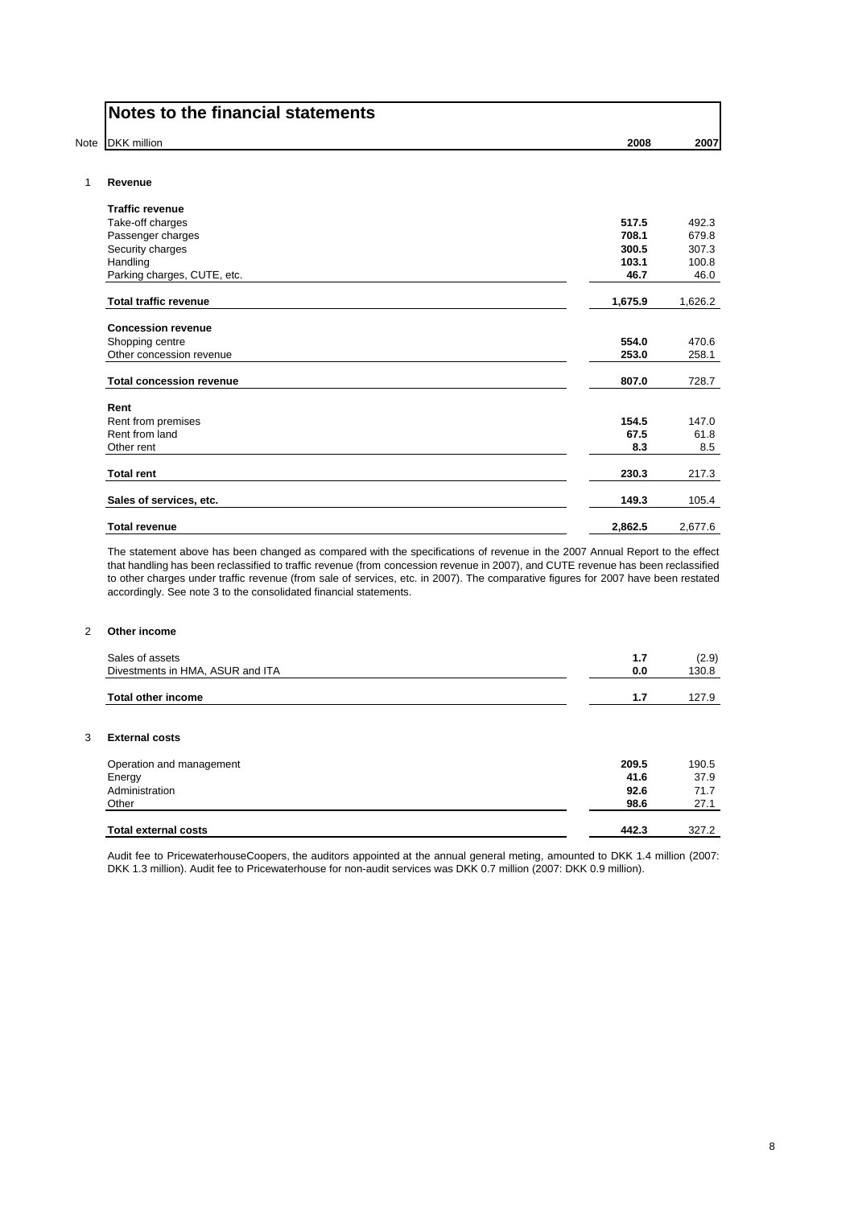# Notes to the financial statements

| Note | DKK million | 2008 | 2007 |
|---|---|---|---|
| 1 | **Revenue** | | |
| | **Traffic revenue** | | |
| | Take-off charges | **517.5** | 492.3 |
| | Passenger charges | **708.1** | 679.8 |
| | Security charges | **300.5** | 307.3 |
| | Handling | **103.1** | 100.8 |
| | Parking charges, CUTE, etc. | **46.7** | 46.0 |
| | **Total traffic revenue** | **1,675.9** | 1,626.2 |
| | **Concession revenue** | | |
| | Shopping centre | **554.0** | 470.6 |
| | Other concession revenue | **253.0** | 258.1 |
| | **Total concession revenue** | **807.0** | 728.7 |
| | **Rent** | | |
| | Rent from premises | **154.5** | 147.0 |
| | Rent from land | **67.5** | 61.8 |
| | Other rent | **8.3** | 8.5 |
| | **Total rent** | **230.3** | 217.3 |
| | **Sales of services, etc.** | **149.3** | 105.4 |
| | **Total revenue** | **2,862.5** | 2,677.6 |

The statement above has been changed as compared with the specifications of revenue in the 2007 Annual Report to the effect that handling has been reclassified to traffic revenue (from concession revenue in 2007), and CUTE revenue has been reclassified to other charges under traffic revenue (from sale of services, etc. in 2007). The comparative figures for 2007 have been restated accordingly. See note 3 to the consolidated financial statements.

| Note | DKK million | 2008 | 2007 |
|---|---|---|---|
| 2 | **Other income** | | |
| | Sales of assets | **1.7** | (2.9) |
| | Divestments in HMA, ASUR and ITA | **0.0** | 130.8 |
| | **Total other income** | **1.7** | 127.9 |

| Note | DKK million | 2008 | 2007 |
|---|---|---|---|
| 3 | **External costs** | | |
| | Operation and management | **209.5** | 190.5 |
| | Energy | **41.6** | 37.9 |
| | Administration | **92.6** | 71.7 |
| | Other | **98.6** | 27.1 |
| | **Total external costs** | **442.3** | 327.2 |

Audit fee to PricewaterhouseCoopers, the auditors appointed at the annual general meting, amounted to DKK 1.4 million (2007: DKK 1.3 million). Audit fee to Pricewaterhouse for non-audit services was DKK 0.7 million (2007: DKK 0.9 million).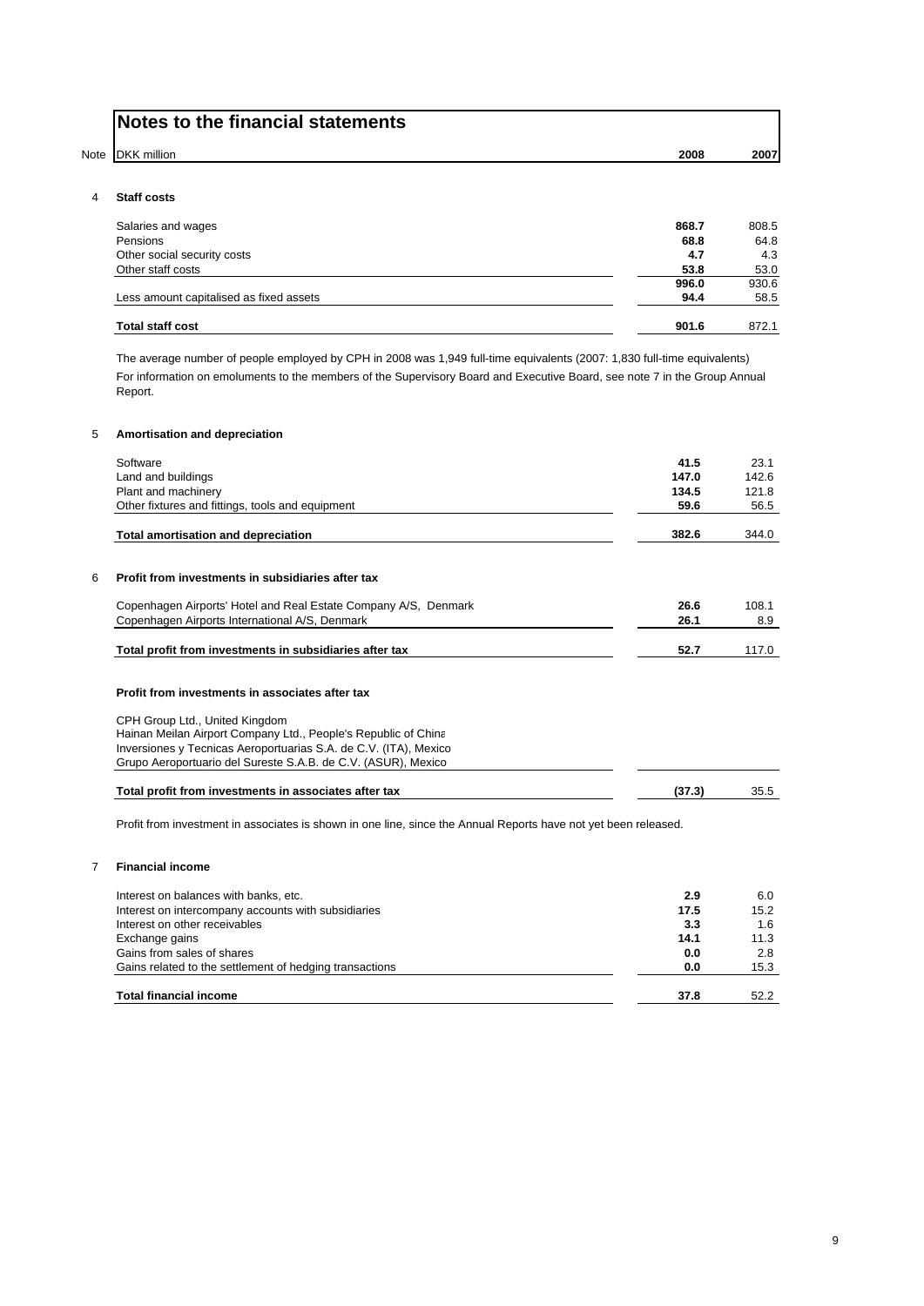# Notes to the financial statements

| Note | DKK million | 2008 | 2007 |
|---|---|---|---|
| 4 | **Staff costs** | | |
| | Salaries and wages | **868.7** | 808.5 |
| | Pensions | **68.8** | 64.8 |
| | Other social security costs | **4.7** | 4.3 |
| | Other staff costs | **53.8** | 53.0 |
| | | **996.0** | 930.6 |
| | Less amount capitalised as fixed assets | **94.4** | 58.5 |
| | **Total staff cost** | **901.6** | 872.1 |

The average number of people employed by CPH in 2008 was 1,949 full-time equivalents (2007: 1,830 full-time equivalents)

For information on emoluments to the members of the Supervisory Board and Executive Board, see note 7 in the Group Annual Report.

| Note | DKK million | 2008 | 2007 |
|---|---|---|---|
| 5 | **Amortisation and depreciation** | | |
| | Software | **41.5** | 23.1 |
| | Land and buildings | **147.0** | 142.6 |
| | Plant and machinery | **134.5** | 121.8 |
| | Other fixtures and fittings, tools and equipment | **59.6** | 56.5 |
| | **Total amortisation and depreciation** | **382.6** | 344.0 |
| 6 | **Profit from investments in subsidiaries after tax** | | |
| | Copenhagen Airports' Hotel and Real Estate Company A/S, Denmark | **26.6** | 108.1 |
| | Copenhagen Airports International A/S, Denmark | **26.1** | 8.9 |
| | **Total profit from investments in subsidiaries after tax** | **52.7** | 117.0 |
| | **Profit from investments in associates after tax** | | |
| | CPH Group Ltd., United Kingdom | | |
| | Hainan Meilan Airport Company Ltd., People's Republic of China | | |
| | Inversiones y Tecnicas Aeroportuarias S.A. de C.V. (ITA), Mexico | | |
| | Grupo Aeroportuario del Sureste S.A.B. de C.V. (ASUR), Mexico | | |
| | **Total profit from investments in associates after tax** | **(37.3)** | 35.5 |

Profit from investment in associates is shown in one line, since the Annual Reports have not yet been released.

| Note | DKK million | 2008 | 2007 |
|---|---|---|---|
| 7 | **Financial income** | | |
| | Interest on balances with banks, etc. | **2.9** | 6.0 |
| | Interest on intercompany accounts with subsidiaries | **17.5** | 15.2 |
| | Interest on other receivables | **3.3** | 1.6 |
| | Exchange gains | **14.1** | 11.3 |
| | Gains from sales of shares | **0.0** | 2.8 |
| | Gains related to the settlement of hedging transactions | **0.0** | 15.3 |
| | **Total financial income** | **37.8** | 52.2 |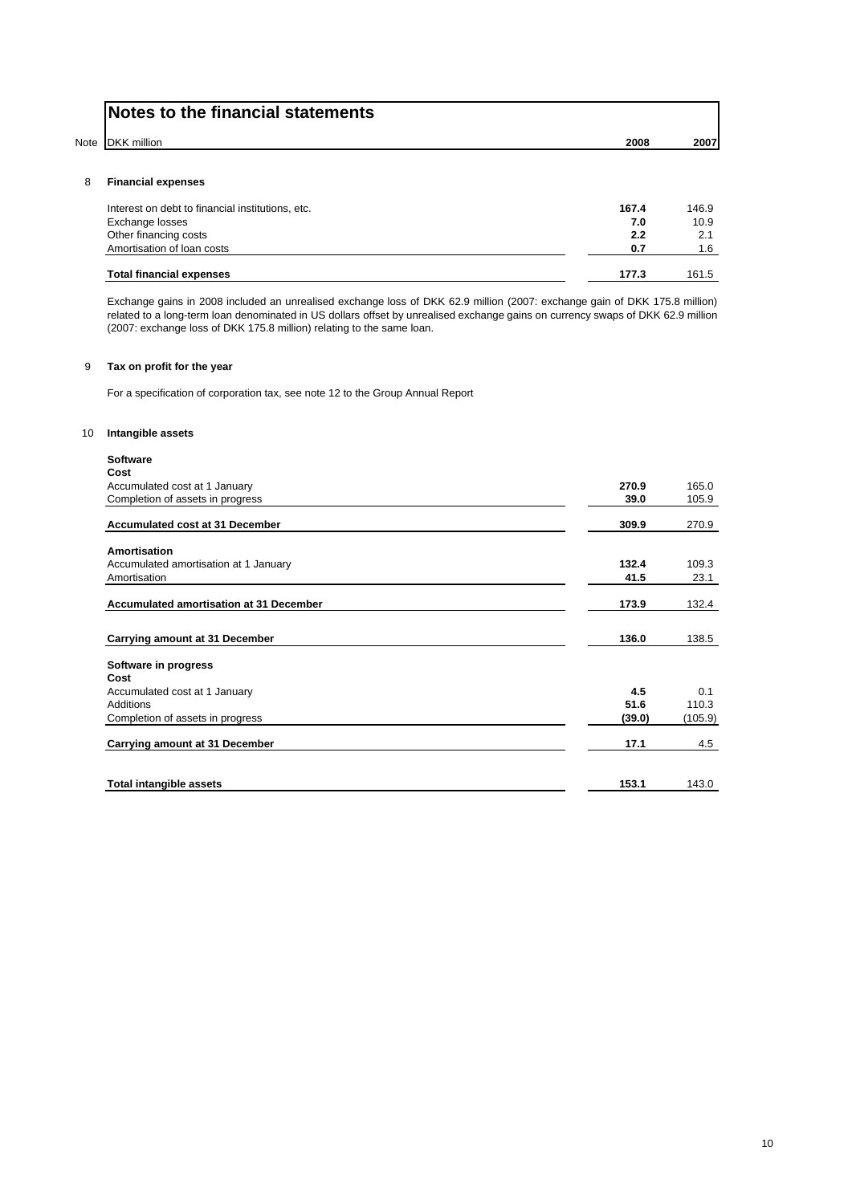# Notes to the financial statements

| Note | DKK million | 2008 | 2007 |
|---|---|---|---|
| 8 | **Financial expenses** | | |
| | Interest on debt to financial institutions, etc. | **167.4** | 146.9 |
| | Exchange losses | **7.0** | 10.9 |
| | Other financing costs | **2.2** | 2.1 |
| | Amortisation of loan costs | **0.7** | 1.6 |
| | **Total financial expenses** | **177.3** | 161.5 |

Exchange gains in 2008 included an unrealised exchange loss of DKK 62.9 million (2007: exchange gain of DKK 175.8 million) related to a long-term loan denominated in US dollars offset by unrealised exchange gains on currency swaps of DKK 62.9 million (2007: exchange loss of DKK 175.8 million) relating to the same loan.

## 9 Tax on profit for the year

For a specification of corporation tax, see note 12 to the Group Annual Report

## 10 Intangible assets

| DKK million | 2008 | 2007 |
|---|---|---|
| **Software** | | |
| **Cost** | | |
| Accumulated cost at 1 January | **270.9** | 165.0 |
| Completion of assets in progress | **39.0** | 105.9 |
| **Accumulated cost at 31 December** | **309.9** | 270.9 |
| **Amortisation** | | |
| Accumulated amortisation at 1 January | **132.4** | 109.3 |
| Amortisation | **41.5** | 23.1 |
| **Accumulated amortisation at 31 December** | **173.9** | 132.4 |
| **Carrying amount at 31 December** | **136.0** | 138.5 |
| **Software in progress** | | |
| **Cost** | | |
| Accumulated cost at 1 January | **4.5** | 0.1 |
| Additions | **51.6** | 110.3 |
| Completion of assets in progress | **(39.0)** | (105.9) |
| **Carrying amount at 31 December** | **17.1** | 4.5 |
| **Total intangible assets** | **153.1** | 143.0 |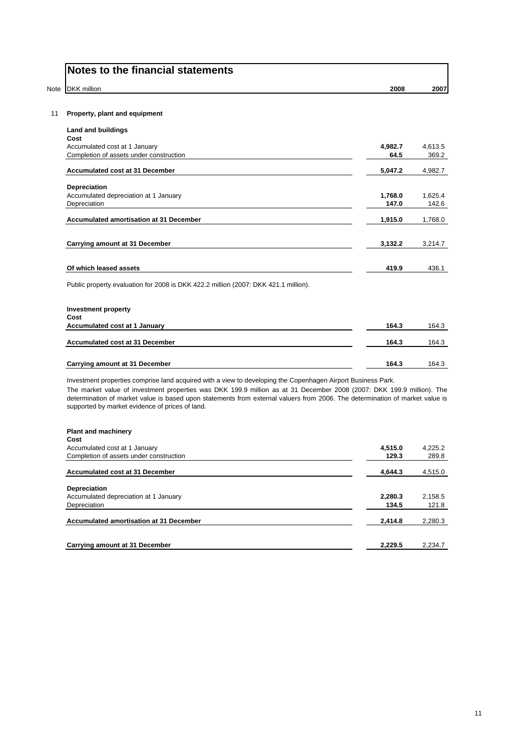# Notes to the financial statements

| Note | DKK million | 2008 | 2007 |
|---|---|---|---|
| 11 | **Property, plant and equipment** | | |
| | **Land and buildings** | | |
| | **Cost** | | |
| | Accumulated cost at 1 January | **4,982.7** | 4,613.5 |
| | Completion of assets under construction | **64.5** | 369.2 |
| | **Accumulated cost at 31 December** | **5,047.2** | 4,982.7 |
| | **Depreciation** | | |
| | Accumulated depreciation at 1 January | **1,768.0** | 1,625.4 |
| | Depreciation | **147.0** | 142.6 |
| | **Accumulated amortisation at 31 December** | **1,915.0** | 1,768.0 |
| | **Carrying amount at 31 December** | **3,132.2** | 3,214.7 |
| | **Of which leased assets** | **419.9** | 436.1 |

Public property evaluation for 2008 is DKK 422.2 million (2007: DKK 421.1 million).

| DKK million | 2008 | 2007 |
|---|---|---|
| **Investment property** | | |
| **Cost** | | |
| **Accumulated cost at 1 January** | **164.3** | 164.3 |
| **Accumulated cost at 31 December** | **164.3** | 164.3 |
| **Carrying amount at 31 December** | **164.3** | 164.3 |

Investment properties comprise land acquired with a view to developing the Copenhagen Airport Business Park.

The market value of investment properties was DKK 199.9 million as at 31 December 2008 (2007: DKK 199.9 million). The determination of market value is based upon statements from external valuers from 2006. The determination of market value is supported by market evidence of prices of land.

| DKK million | 2008 | 2007 |
|---|---|---|
| **Plant and machinery** | | |
| **Cost** | | |
| Accumulated cost at 1 January | **4,515.0** | 4,225.2 |
| Completion of assets under construction | **129.3** | 289.8 |
| **Accumulated cost at 31 December** | **4,644.3** | 4,515.0 |
| **Depreciation** | | |
| Accumulated depreciation at 1 January | **2,280.3** | 2,158.5 |
| Depreciation | **134.5** | 121.8 |
| **Accumulated amortisation at 31 December** | **2,414.8** | 2,280.3 |
| **Carrying amount at 31 December** | **2,229.5** | 2,234.7 |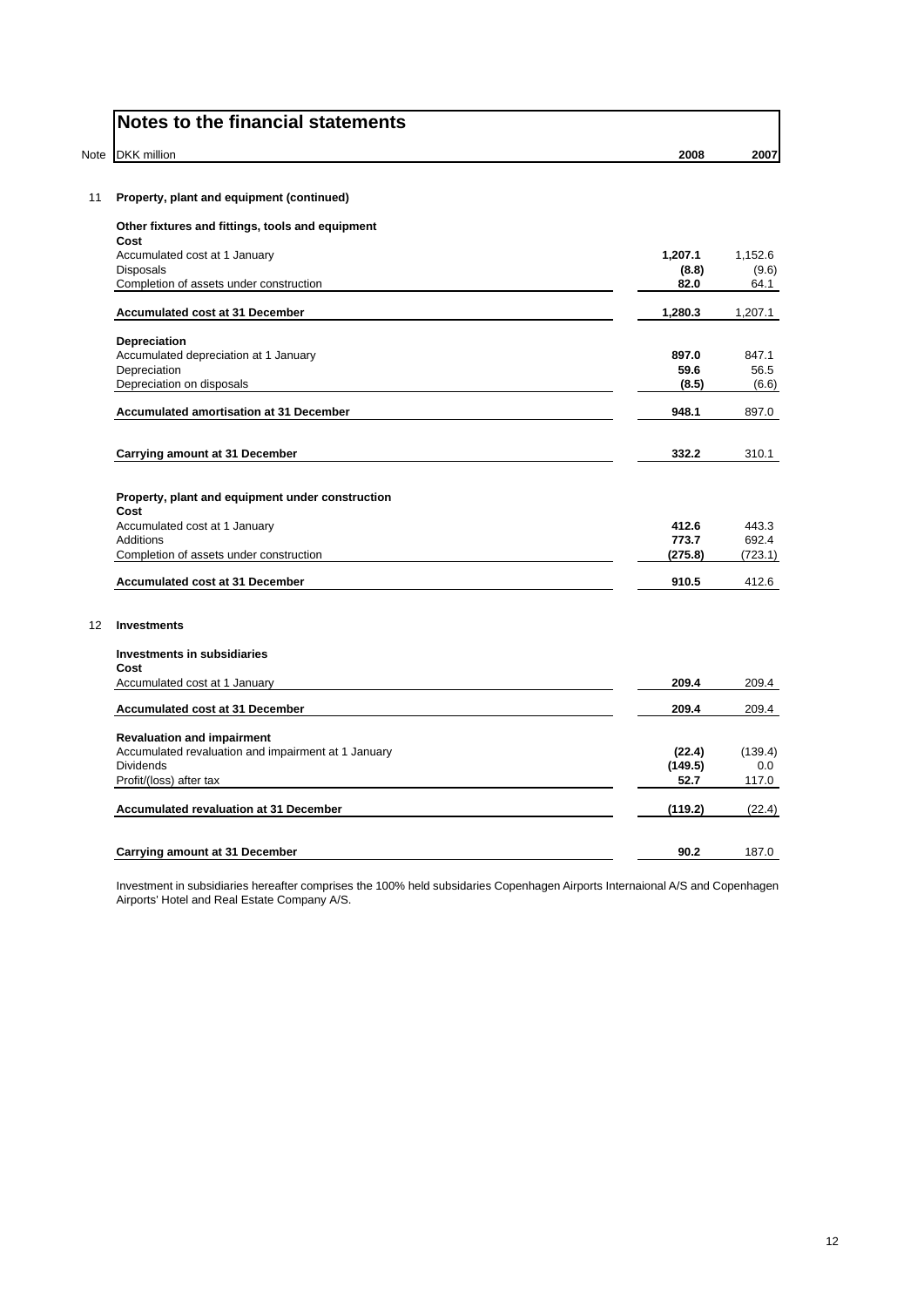## Notes to the financial statements

| Note | DKK million | 2008 | 2007 |
|---|---|---|---|
| 11 | **Property, plant and equipment (continued)** | | |
| | **Other fixtures and fittings, tools and equipment** | | |
| | **Cost** | | |
| | Accumulated cost at 1 January | **1,207.1** | 1,152.6 |
| | Disposals | **(8.8)** | (9.6) |
| | Completion of assets under construction | **82.0** | 64.1 |
| | **Accumulated cost at 31 December** | **1,280.3** | 1,207.1 |
| | **Depreciation** | | |
| | Accumulated depreciation at 1 January | **897.0** | 847.1 |
| | Depreciation | **59.6** | 56.5 |
| | Depreciation on disposals | **(8.5)** | (6.6) |
| | **Accumulated amortisation at 31 December** | **948.1** | 897.0 |
| | **Carrying amount at 31 December** | **332.2** | 310.1 |
| | **Property, plant and equipment under construction** | | |
| | **Cost** | | |
| | Accumulated cost at 1 January | **412.6** | 443.3 |
| | Additions | **773.7** | 692.4 |
| | Completion of assets under construction | **(275.8)** | (723.1) |
| | **Accumulated cost at 31 December** | **910.5** | 412.6 |
| 12 | **Investments** | | |
| | **Investments in subsidiaries** | | |
| | **Cost** | | |
| | Accumulated cost at 1 January | **209.4** | 209.4 |
| | **Accumulated cost at 31 December** | **209.4** | 209.4 |
| | **Revaluation and impairment** | | |
| | Accumulated revaluation and impairment at 1 January | **(22.4)** | (139.4) |
| | Dividends | **(149.5)** | 0.0 |
| | Profit/(loss) after tax | **52.7** | 117.0 |
| | **Accumulated revaluation at 31 December** | **(119.2)** | (22.4) |
| | **Carrying amount at 31 December** | **90.2** | 187.0 |

Investment in subsidiaries hereafter comprises the 100% held subsidaries Copenhagen Airports Internaional A/S and Copenhagen Airports' Hotel and Real Estate Company A/S.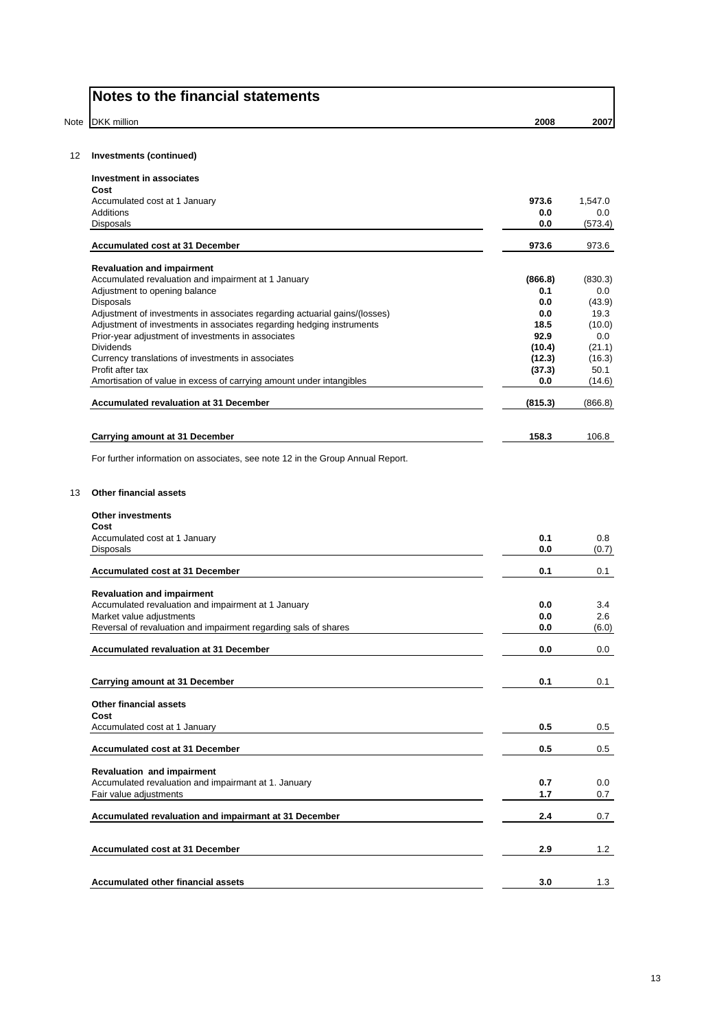# Notes to the financial statements

| Note | DKK million | 2008 | 2007 |
|---|---|---|---|
| 12 | **Investments (continued)** | | |
| | **Investment in associates** | | |
| | **Cost** | | |
| | Accumulated cost at 1 January | **973.6** | 1,547.0 |
| | Additions | **0.0** | 0.0 |
| | Disposals | **0.0** | (573.4) |
| | **Accumulated cost at 31 December** | **973.6** | 973.6 |
| | **Revaluation and impairment** | | |
| | Accumulated revaluation and impairment at 1 January | **(866.8)** | (830.3) |
| | Adjustment to opening balance | **0.1** | 0.0 |
| | Disposals | **0.0** | (43.9) |
| | Adjustment of investments in associates regarding actuarial gains/(losses) | **0.0** | 19.3 |
| | Adjustment of investments in associates regarding hedging instruments | **18.5** | (10.0) |
| | Prior-year adjustment of investments in associates | **92.9** | 0.0 |
| | Dividends | **(10.4)** | (21.1) |
| | Currency translations of investments in associates | **(12.3)** | (16.3) |
| | Profit after tax | **(37.3)** | 50.1 |
| | Amortisation of value in excess of carrying amount under intangibles | **0.0** | (14.6) |
| | **Accumulated revaluation at 31 December** | **(815.3)** | (866.8) |
| | **Carrying amount at 31 December** | **158.3** | 106.8 |

For further information on associates, see note 12 in the Group Annual Report.

| Note | DKK million | 2008 | 2007 |
|---|---|---|---|
| 13 | **Other financial assets** | | |
| | **Other investments** | | |
| | **Cost** | | |
| | Accumulated cost at 1 January | **0.1** | 0.8 |
| | Disposals | **0.0** | (0.7) |
| | **Accumulated cost at 31 December** | **0.1** | 0.1 |
| | **Revaluation and impairment** | | |
| | Accumulated revaluation and impairment at 1 January | **0.0** | 3.4 |
| | Market value adjustments | **0.0** | 2.6 |
| | Reversal of revaluation and impairment regarding sals of shares | **0.0** | (6.0) |
| | **Accumulated revaluation at 31 December** | **0.0** | 0.0 |
| | **Carrying amount at 31 December** | **0.1** | 0.1 |
| | **Other financial assets** | | |
| | **Cost** | | |
| | Accumulated cost at 1 January | **0.5** | 0.5 |
| | **Accumulated cost at 31 December** | **0.5** | 0.5 |
| | **Revaluation and impairment** | | |
| | Accumulated revaluation and impairmant at 1. January | **0.7** | 0.0 |
| | Fair value adjustments | **1.7** | 0.7 |
| | **Accumulated revaluation and impairmant at 31 December** | **2.4** | 0.7 |
| | **Accumulated cost at 31 December** | **2.9** | 1.2 |
| | **Accumulated other financial assets** | **3.0** | 1.3 |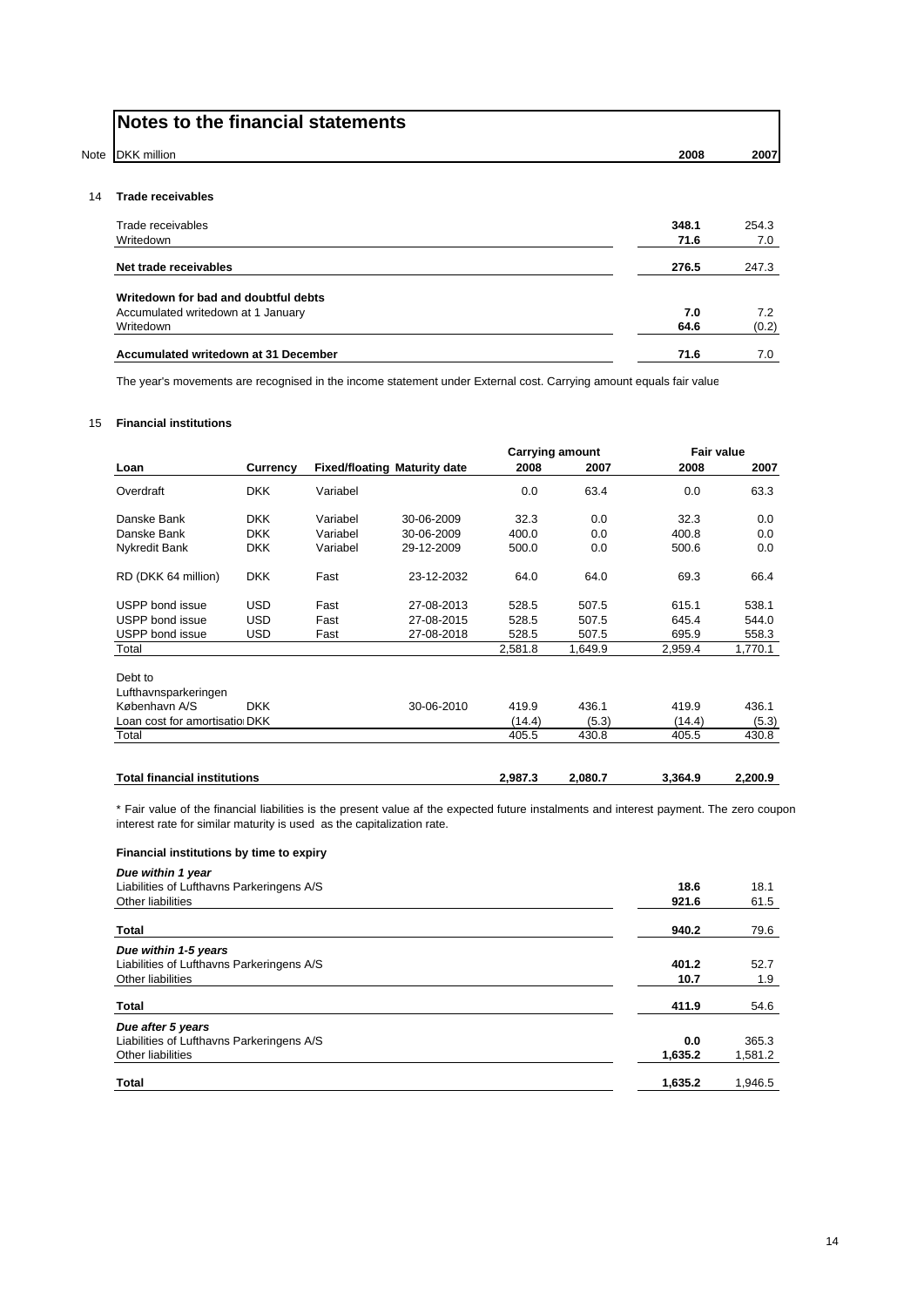# Notes to the financial statements

| Note | DKK million | 2008 | 2007 |
|---|---|---|---|

## 14 Trade receivables

| | 2008 | 2007 |
|---|---|---|
| Trade receivables | **348.1** | 254.3 |
| Writedown | **71.6** | 7.0 |
| **Net trade receivables** | **276.5** | 247.3 |
| **Writedown for bad and doubtful debts** | | |
| Accumulated writedown at 1 January | **7.0** | 7.2 |
| Writedown | **64.6** | (0.2) |
| **Accumulated writedown at 31 December** | **71.6** | 7.0 |

The year's movements are recognised in the income statement under External cost. Carrying amount equals fair value

## 15 Financial institutions

| Loan | Currency | Fixed/floating | Maturity date | Carrying amount 2008 | Carrying amount 2007 | Fair value 2008 | Fair value 2007 |
|---|---|---|---|---|---|---|---|
| Overdraft | DKK | Variabel | | 0.0 | 63.4 | 0.0 | 63.3 |
| Danske Bank | DKK | Variabel | 30-06-2009 | 32.3 | 0.0 | 32.3 | 0.0 |
| Danske Bank | DKK | Variabel | 30-06-2009 | 400.0 | 0.0 | 400.8 | 0.0 |
| Nykredit Bank | DKK | Variabel | 29-12-2009 | 500.0 | 0.0 | 500.6 | 0.0 |
| RD (DKK 64 million) | DKK | Fast | 23-12-2032 | 64.0 | 64.0 | 69.3 | 66.4 |
| USPP bond issue | USD | Fast | 27-08-2013 | 528.5 | 507.5 | 615.1 | 538.1 |
| USPP bond issue | USD | Fast | 27-08-2015 | 528.5 | 507.5 | 645.4 | 544.0 |
| USPP bond issue | USD | Fast | 27-08-2018 | 528.5 | 507.5 | 695.9 | 558.3 |
| Total | | | | 2,581.8 | 1,649.9 | 2,959.4 | 1,770.1 |
| Debt to Lufthavnsparkeringen København A/S | DKK | | 30-06-2010 | 419.9 | 436.1 | 419.9 | 436.1 |
| Loan cost for amortisation | DKK | | | (14.4) | (5.3) | (14.4) | (5.3) |
| Total | | | | 405.5 | 430.8 | 405.5 | 430.8 |
| **Total financial institutions** | | | | **2,987.3** | **2,080.7** | **3,364.9** | **2,200.9** |

\* Fair value of the financial liabilities is the present value af the expected future instalments and interest payment. The zero coupon interest rate for similar maturity is used as the capitalization rate.

**Financial institutions by time to expiry**

| | 2008 | 2007 |
|---|---|---|
| ***Due within 1 year*** | | |
| Liabilities of Lufthavns Parkeringens A/S | **18.6** | 18.1 |
| Other liabilities | **921.6** | 61.5 |
| **Total** | **940.2** | 79.6 |
| ***Due within 1-5 years*** | | |
| Liabilities of Lufthavns Parkeringens A/S | **401.2** | 52.7 |
| Other liabilities | **10.7** | 1.9 |
| **Total** | **411.9** | 54.6 |
| ***Due after 5 years*** | | |
| Liabilities of Lufthavns Parkeringens A/S | **0.0** | 365.3 |
| Other liabilities | **1,635.2** | 1,581.2 |
| **Total** | **1,635.2** | 1,946.5 |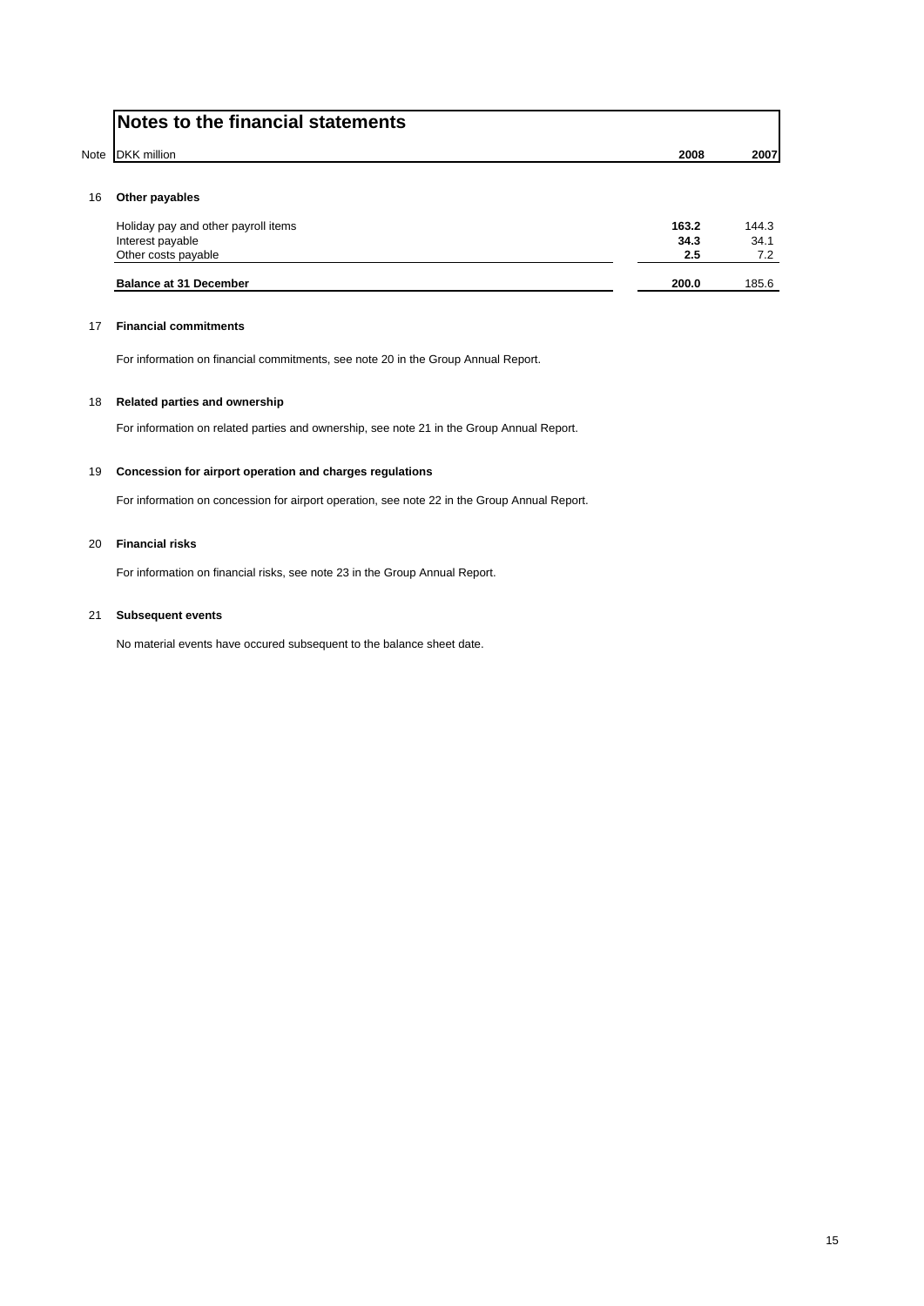# Notes to the financial statements

| Note | DKK million | 2008 | 2007 |
|---|---|---|---|
| 16 | **Other payables** | | |
| | Holiday pay and other payroll items | **163.2** | 144.3 |
| | Interest payable | **34.3** | 34.1 |
| | Other costs payable | **2.5** | 7.2 |
| | **Balance at 31 December** | **200.0** | 185.6 |

### 17 Financial commitments

For information on financial commitments, see note 20 in the Group Annual Report.

### 18 Related parties and ownership

For information on related parties and ownership, see note 21 in the Group Annual Report.

### 19 Concession for airport operation and charges regulations

For information on concession for airport operation, see note 22 in the Group Annual Report.

### 20 Financial risks

For information on financial risks, see note 23 in the Group Annual Report.

### 21 Subsequent events

No material events have occured subsequent to the balance sheet date.